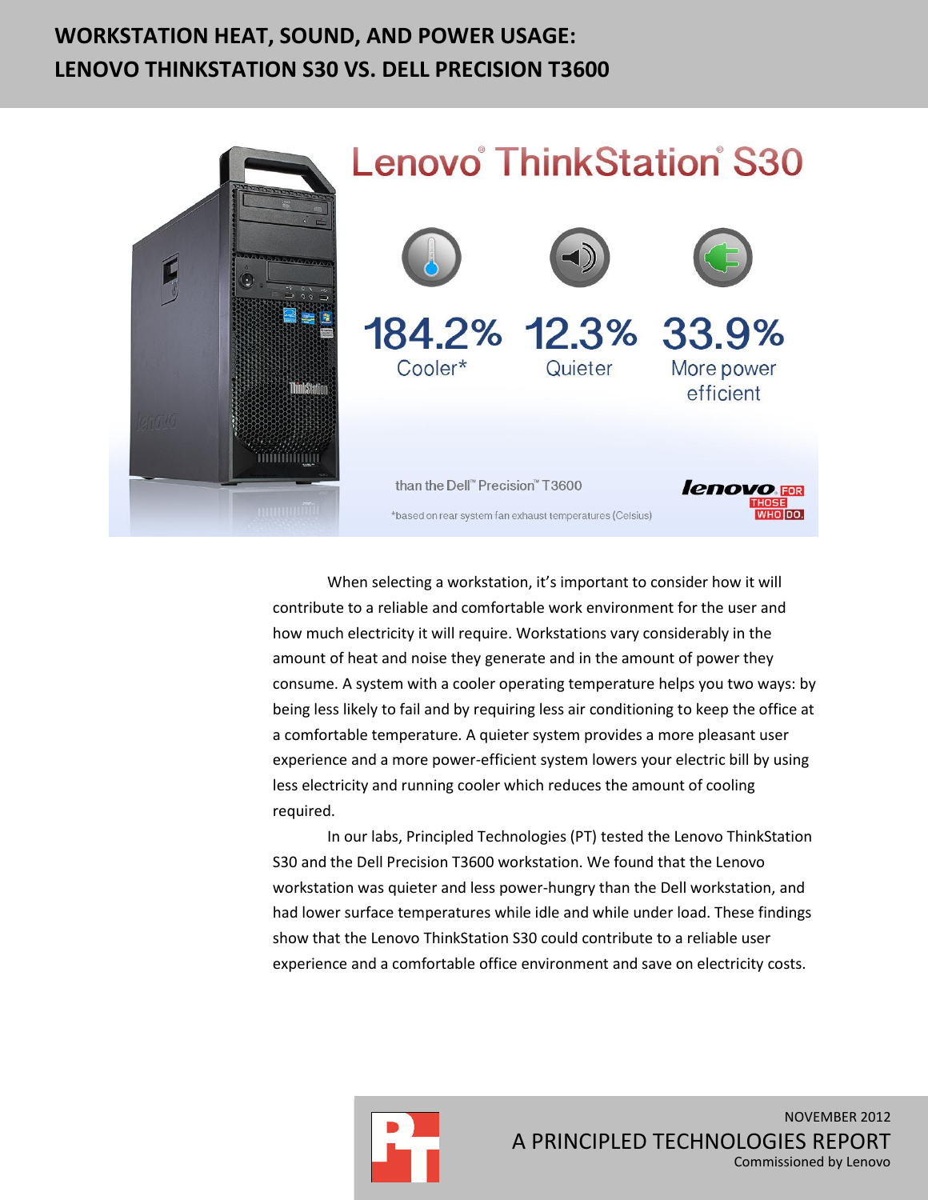# WORKSTATION HEAT, SOUND, AND POWER USAGE: LENOVO THINKSTATION S30 VS. DELL PRECISION T3600

Lenovo® ThinkStation® S30

184.2% Cooler*

12.3% Quieter

33.9% More power efficient

than the Dell™ Precision™ T3600

*based on rear system fan exhaust temperatures (Celsius)

lenovo FOR THOSE WHO DO.

When selecting a workstation, it's important to consider how it will contribute to a reliable and comfortable work environment for the user and how much electricity it will require. Workstations vary considerably in the amount of heat and noise they generate and in the amount of power they consume. A system with a cooler operating temperature helps you two ways: by being less likely to fail and by requiring less air conditioning to keep the office at a comfortable temperature. A quieter system provides a more pleasant user experience and a more power-efficient system lowers your electric bill by using less electricity and running cooler which reduces the amount of cooling required.

In our labs, Principled Technologies (PT) tested the Lenovo ThinkStation S30 and the Dell Precision T3600 workstation. We found that the Lenovo workstation was quieter and less power-hungry than the Dell workstation, and had lower surface temperatures while idle and while under load. These findings show that the Lenovo ThinkStation S30 could contribute to a reliable user experience and a comfortable office environment and save on electricity costs.

NOVEMBER 2012

A PRINCIPLED TECHNOLOGIES REPORT

Commissioned by Lenovo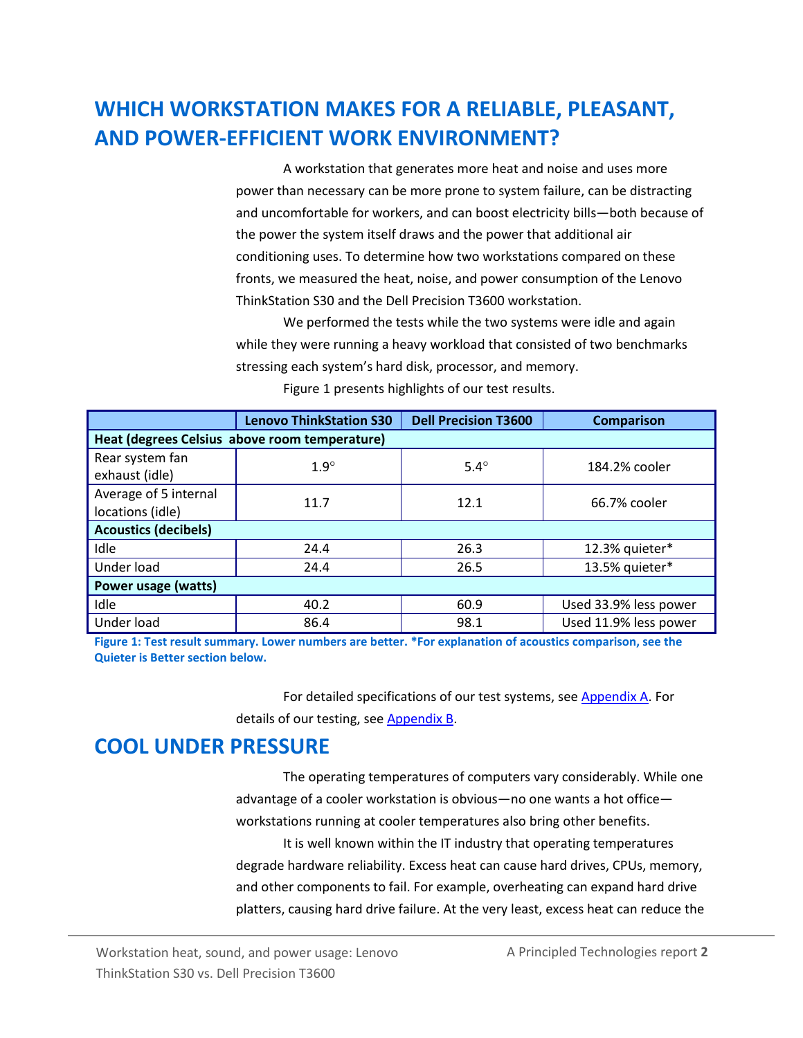# WHICH WORKSTATION MAKES FOR A RELIABLE, PLEASANT, AND POWER-EFFICIENT WORK ENVIRONMENT?

A workstation that generates more heat and noise and uses more power than necessary can be more prone to system failure, can be distracting and uncomfortable for workers, and can boost electricity bills—both because of the power the system itself draws and the power that additional air conditioning uses. To determine how two workstations compared on these fronts, we measured the heat, noise, and power consumption of the Lenovo ThinkStation S30 and the Dell Precision T3600 workstation.

We performed the tests while the two systems were idle and again while they were running a heavy workload that consisted of two benchmarks stressing each system's hard disk, processor, and memory.

Figure 1 presents highlights of our test results.

| | Lenovo ThinkStation S30 | Dell Precision T3600 | Comparison |
|---|---|---|---|
| **Heat (degrees Celsius above room temperature)** | | | |
| Rear system fan exhaust (idle) | 1.9° | 5.4° | 184.2% cooler |
| Average of 5 internal locations (idle) | 11.7 | 12.1 | 66.7% cooler |
| **Acoustics (decibels)** | | | |
| Idle | 24.4 | 26.3 | 12.3% quieter* |
| Under load | 24.4 | 26.5 | 13.5% quieter* |
| **Power usage (watts)** | | | |
| Idle | 40.2 | 60.9 | Used 33.9% less power |
| Under load | 86.4 | 98.1 | Used 11.9% less power |

**Figure 1: Test result summary. Lower numbers are better. *For explanation of acoustics comparison, see the Quieter is Better section below.**

For detailed specifications of our test systems, see Appendix A. For details of our testing, see Appendix B.

## COOL UNDER PRESSURE

The operating temperatures of computers vary considerably. While one advantage of a cooler workstation is obvious—no one wants a hot office—workstations running at cooler temperatures also bring other benefits.

It is well known within the IT industry that operating temperatures degrade hardware reliability. Excess heat can cause hard drives, CPUs, memory, and other components to fail. For example, overheating can expand hard drive platters, causing hard drive failure. At the very least, excess heat can reduce the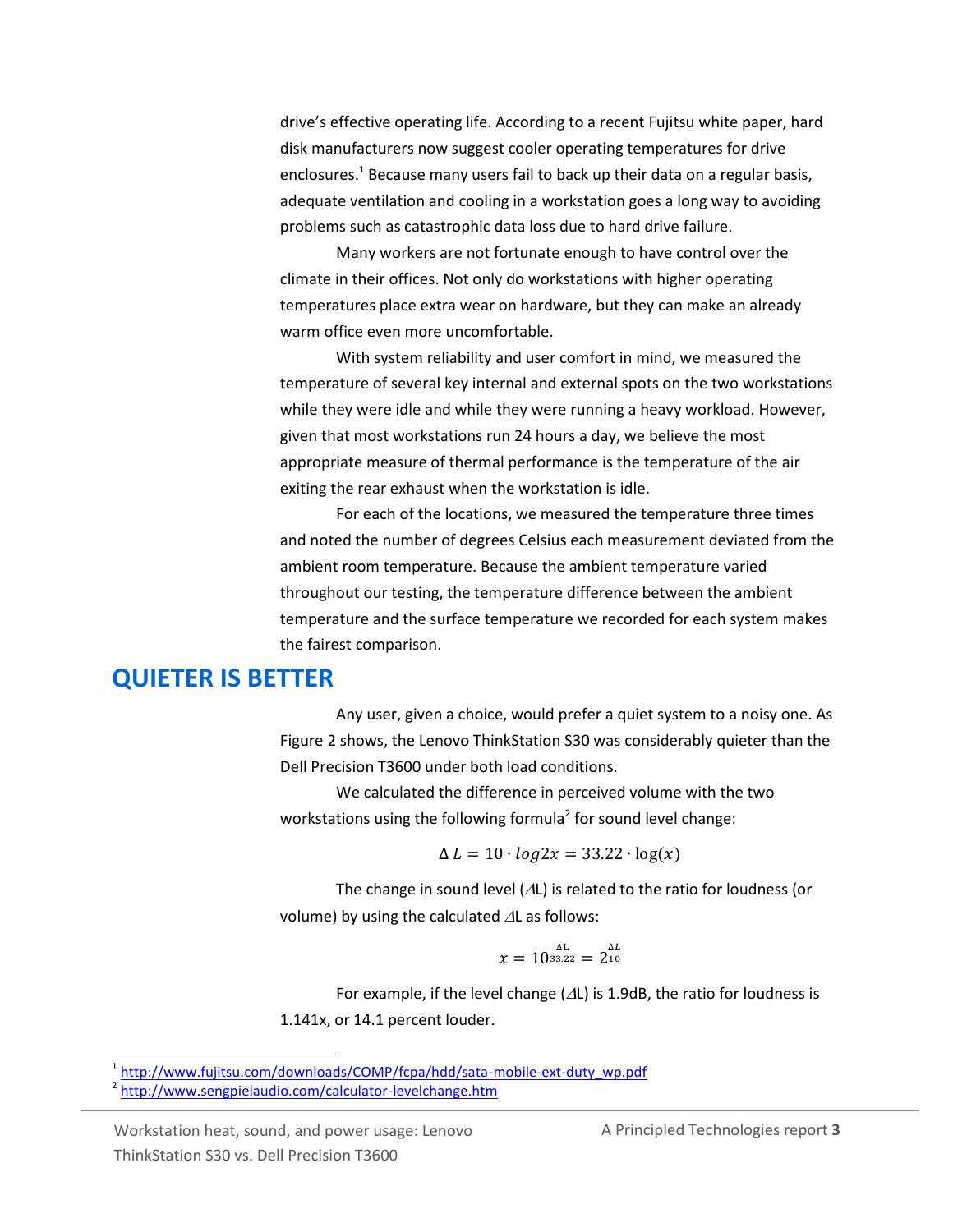drive's effective operating life. According to a recent Fujitsu white paper, hard disk manufacturers now suggest cooler operating temperatures for drive enclosures.[1] Because many users fail to back up their data on a regular basis, adequate ventilation and cooling in a workstation goes a long way to avoiding problems such as catastrophic data loss due to hard drive failure.

Many workers are not fortunate enough to have control over the climate in their offices. Not only do workstations with higher operating temperatures place extra wear on hardware, but they can make an already warm office even more uncomfortable.

With system reliability and user comfort in mind, we measured the temperature of several key internal and external spots on the two workstations while they were idle and while they were running a heavy workload. However, given that most workstations run 24 hours a day, we believe the most appropriate measure of thermal performance is the temperature of the air exiting the rear exhaust when the workstation is idle.

For each of the locations, we measured the temperature three times and noted the number of degrees Celsius each measurement deviated from the ambient room temperature. Because the ambient temperature varied throughout our testing, the temperature difference between the ambient temperature and the surface temperature we recorded for each system makes the fairest comparison.

## QUIETER IS BETTER

Any user, given a choice, would prefer a quiet system to a noisy one. As Figure 2 shows, the Lenovo ThinkStation S30 was considerably quieter than the Dell Precision T3600 under both load conditions.

We calculated the difference in perceived volume with the two workstations using the following formula[2] for sound level change:

$$\Delta L = 10 \cdot log2x = 33.22 \cdot \log(x)$$

The change in sound level ($\Delta$L) is related to the ratio for loudness (or volume) by using the calculated $\Delta$L as follows:

$$x = 10^{\frac{\Delta L}{33.22}} = 2^{\frac{\Delta L}{10}}$$

For example, if the level change ($\Delta$L) is 1.9dB, the ratio for loudness is 1.141x, or 14.1 percent louder.

[1] http://www.fujitsu.com/downloads/COMP/fcpa/hdd/sata-mobile-ext-duty_wp.pdf

[2] http://www.sengpielaudio.com/calculator-levelchange.htm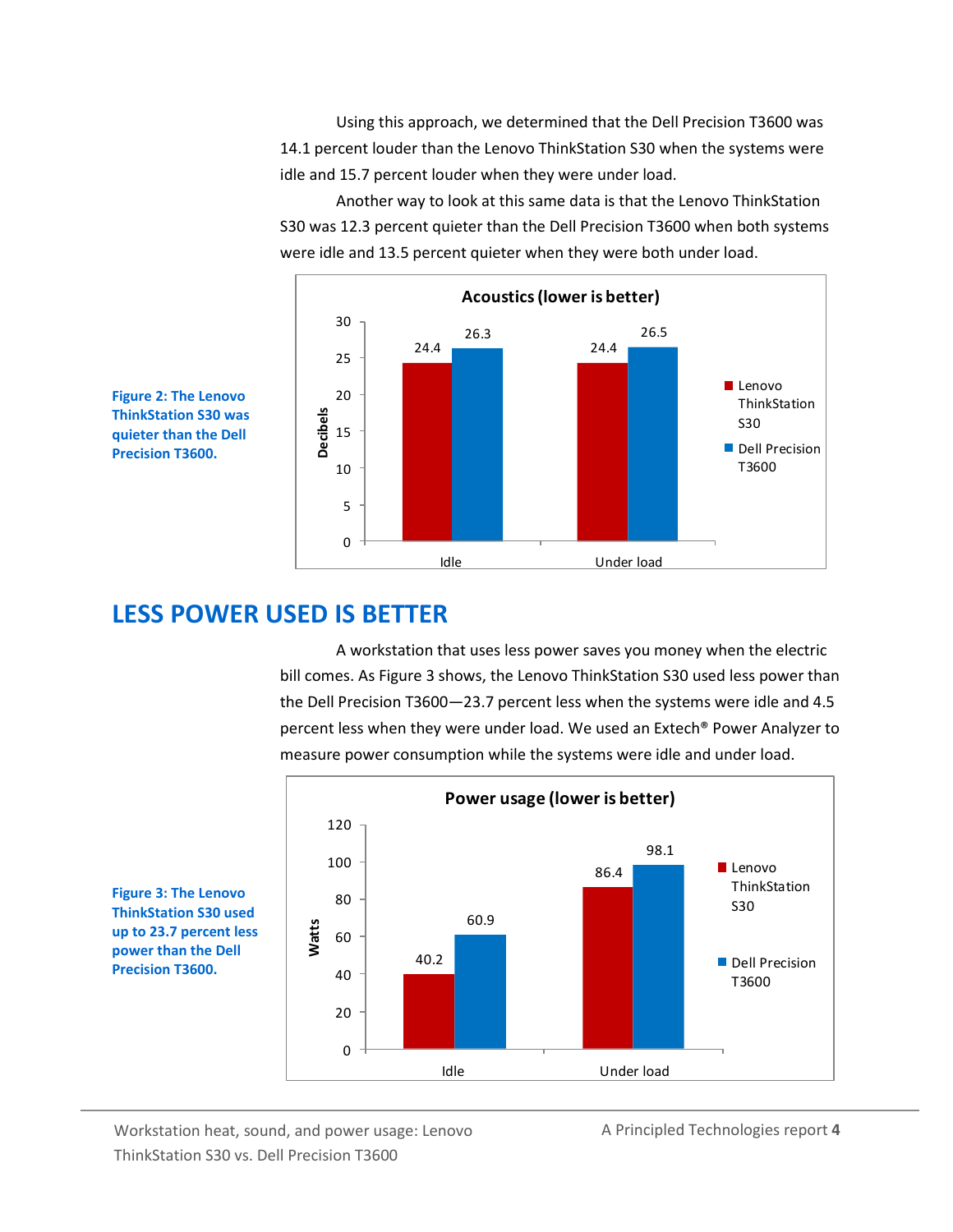Using this approach, we determined that the Dell Precision T3600 was 14.1 percent louder than the Lenovo ThinkStation S30 when the systems were idle and 15.7 percent louder when they were under load.

Another way to look at this same data is that the Lenovo ThinkStation S30 was 12.3 percent quieter than the Dell Precision T3600 when both systems were idle and 13.5 percent quieter when they were both under load.

**Acoustics (lower is better)**

| Decibels | Lenovo ThinkStation S30 | Dell Precision T3600 |
|---|---|---|
| Idle | 24.4 | 26.3 |
| Under load | 24.4 | 26.5 |

**Figure 2: The Lenovo ThinkStation S30 was quieter than the Dell Precision T3600.**

## LESS POWER USED IS BETTER

A workstation that uses less power saves you money when the electric bill comes. As Figure 3 shows, the Lenovo ThinkStation S30 used less power than the Dell Precision T3600—23.7 percent less when the systems were idle and 4.5 percent less when they were under load. We used an Extech® Power Analyzer to measure power consumption while the systems were idle and under load.

**Power usage (lower is better)**

| Watts | Lenovo ThinkStation S30 | Dell Precision T3600 |
|---|---|---|
| Idle | 40.2 | 60.9 |
| Under load | 86.4 | 98.1 |

**Figure 3: The Lenovo ThinkStation S30 used up to 23.7 percent less power than the Dell Precision T3600.**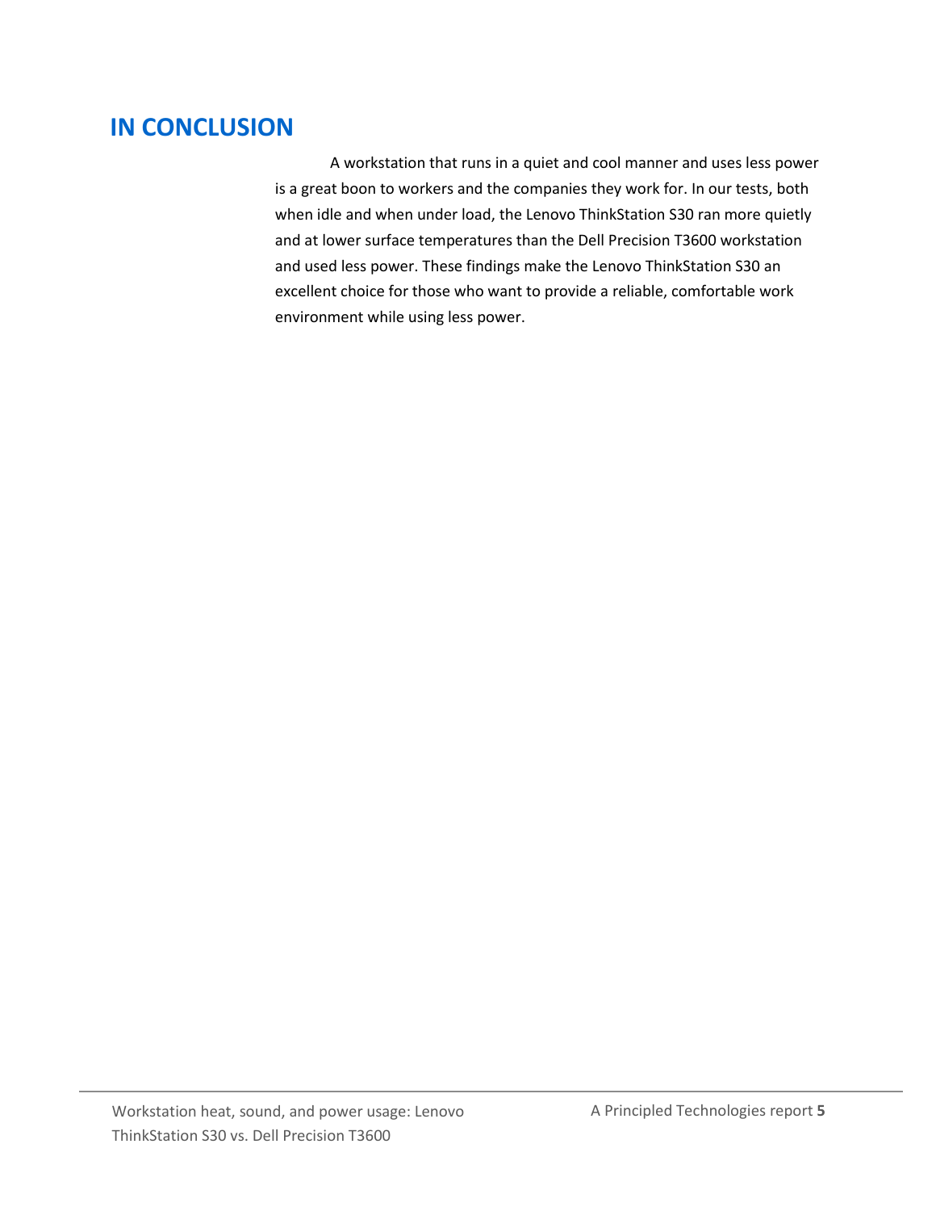## IN CONCLUSION

A workstation that runs in a quiet and cool manner and uses less power is a great boon to workers and the companies they work for. In our tests, both when idle and when under load, the Lenovo ThinkStation S30 ran more quietly and at lower surface temperatures than the Dell Precision T3600 workstation and used less power. These findings make the Lenovo ThinkStation S30 an excellent choice for those who want to provide a reliable, comfortable work environment while using less power.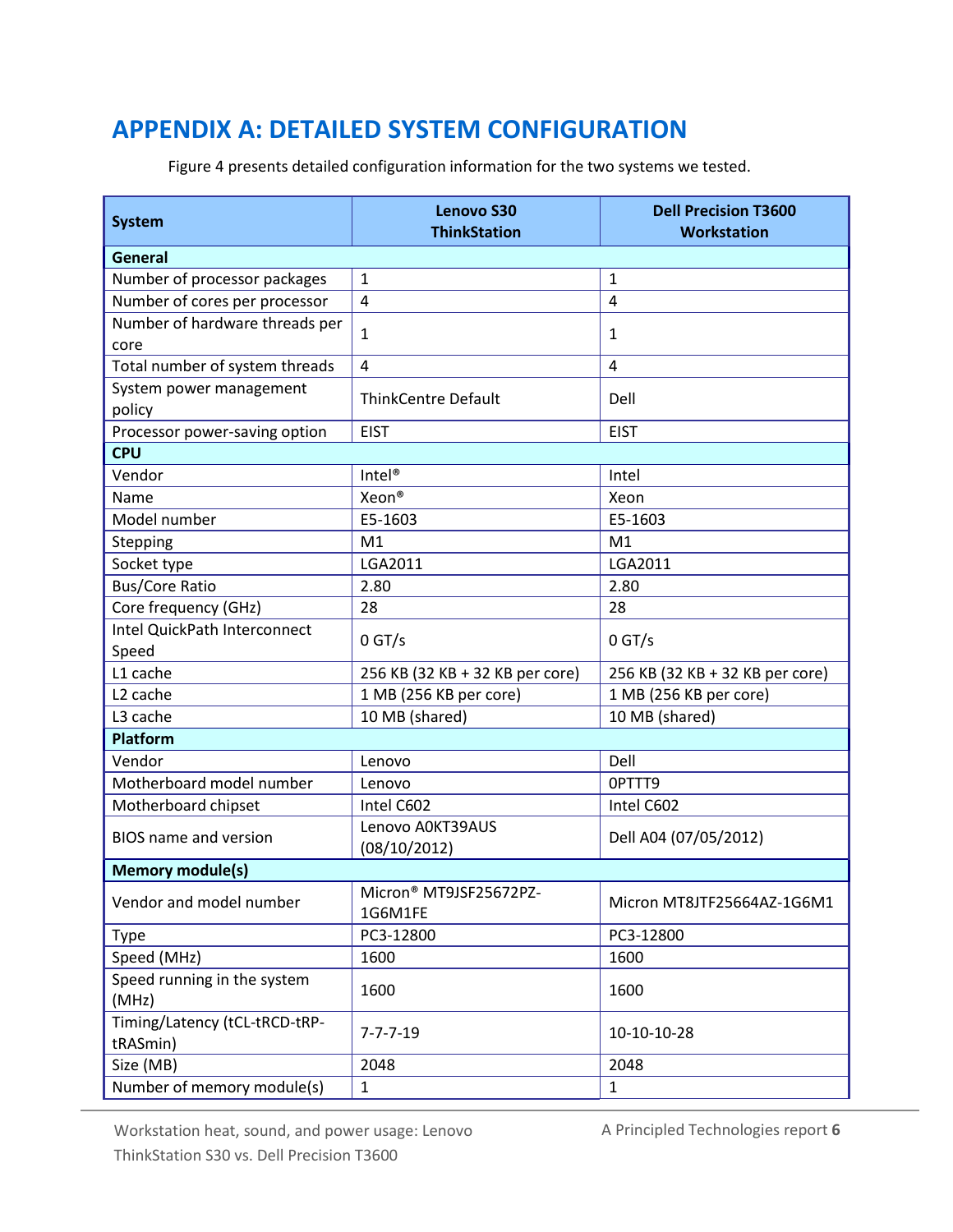# APPENDIX A: DETAILED SYSTEM CONFIGURATION

Figure 4 presents detailed configuration information for the two systems we tested.

| System | Lenovo S30 ThinkStation | Dell Precision T3600 Workstation |
|---|---|---|
| **General** | | |
| Number of processor packages | 1 | 1 |
| Number of cores per processor | 4 | 4 |
| Number of hardware threads per core | 1 | 1 |
| Total number of system threads | 4 | 4 |
| System power management policy | ThinkCentre Default | Dell |
| Processor power-saving option | EIST | EIST |
| **CPU** | | |
| Vendor | Intel® | Intel |
| Name | Xeon® | Xeon |
| Model number | E5-1603 | E5-1603 |
| Stepping | M1 | M1 |
| Socket type | LGA2011 | LGA2011 |
| Bus/Core Ratio | 2.80 | 2.80 |
| Core frequency (GHz) | 28 | 28 |
| Intel QuickPath Interconnect Speed | 0 GT/s | 0 GT/s |
| L1 cache | 256 KB (32 KB + 32 KB per core) | 256 KB (32 KB + 32 KB per core) |
| L2 cache | 1 MB (256 KB per core) | 1 MB (256 KB per core) |
| L3 cache | 10 MB (shared) | 10 MB (shared) |
| **Platform** | | |
| Vendor | Lenovo | Dell |
| Motherboard model number | Lenovo | 0PTTT9 |
| Motherboard chipset | Intel C602 | Intel C602 |
| BIOS name and version | Lenovo A0KT39AUS (08/10/2012) | Dell A04 (07/05/2012) |
| **Memory module(s)** | | |
| Vendor and model number | Micron® MT9JSF25672PZ-1G6M1FE | Micron MT8JTF25664AZ-1G6M1 |
| Type | PC3-12800 | PC3-12800 |
| Speed (MHz) | 1600 | 1600 |
| Speed running in the system (MHz) | 1600 | 1600 |
| Timing/Latency (tCL-tRCD-tRP-tRASmin) | 7-7-7-19 | 10-10-10-28 |
| Size (MB) | 2048 | 2048 |
| Number of memory module(s) | 1 | 1 |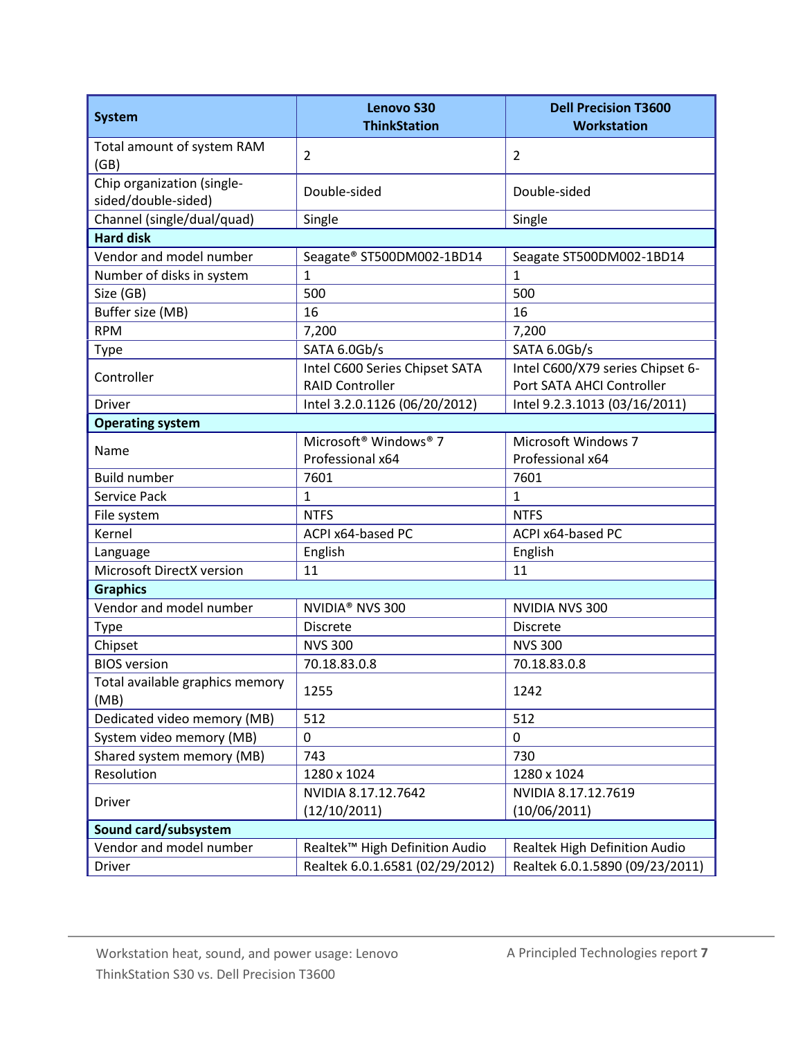| System | Lenovo S30 ThinkStation | Dell Precision T3600 Workstation |
| --- | --- | --- |
| Total amount of system RAM (GB) | 2 | 2 |
| Chip organization (single-sided/double-sided) | Double-sided | Double-sided |
| Channel (single/dual/quad) | Single | Single |
| **Hard disk** | | |
| Vendor and model number | Seagate® ST500DM002-1BD14 | Seagate ST500DM002-1BD14 |
| Number of disks in system | 1 | 1 |
| Size (GB) | 500 | 500 |
| Buffer size (MB) | 16 | 16 |
| RPM | 7,200 | 7,200 |
| Type | SATA 6.0Gb/s | SATA 6.0Gb/s |
| Controller | Intel C600 Series Chipset SATA RAID Controller | Intel C600/X79 series Chipset 6-Port SATA AHCI Controller |
| Driver | Intel 3.2.0.1126 (06/20/2012) | Intel 9.2.3.1013 (03/16/2011) |
| **Operating system** | | |
| Name | Microsoft® Windows® 7 Professional x64 | Microsoft Windows 7 Professional x64 |
| Build number | 7601 | 7601 |
| Service Pack | 1 | 1 |
| File system | NTFS | NTFS |
| Kernel | ACPI x64-based PC | ACPI x64-based PC |
| Language | English | English |
| Microsoft DirectX version | 11 | 11 |
| **Graphics** | | |
| Vendor and model number | NVIDIA® NVS 300 | NVIDIA NVS 300 |
| Type | Discrete | Discrete |
| Chipset | NVS 300 | NVS 300 |
| BIOS version | 70.18.83.0.8 | 70.18.83.0.8 |
| Total available graphics memory (MB) | 1255 | 1242 |
| Dedicated video memory (MB) | 512 | 512 |
| System video memory (MB) | 0 | 0 |
| Shared system memory (MB) | 743 | 730 |
| Resolution | 1280 x 1024 | 1280 x 1024 |
| Driver | NVIDIA 8.17.12.7642 (12/10/2011) | NVIDIA 8.17.12.7619 (10/06/2011) |
| **Sound card/subsystem** | | |
| Vendor and model number | Realtek™ High Definition Audio | Realtek High Definition Audio |
| Driver | Realtek 6.0.1.6581 (02/29/2012) | Realtek 6.0.1.5890 (09/23/2011) |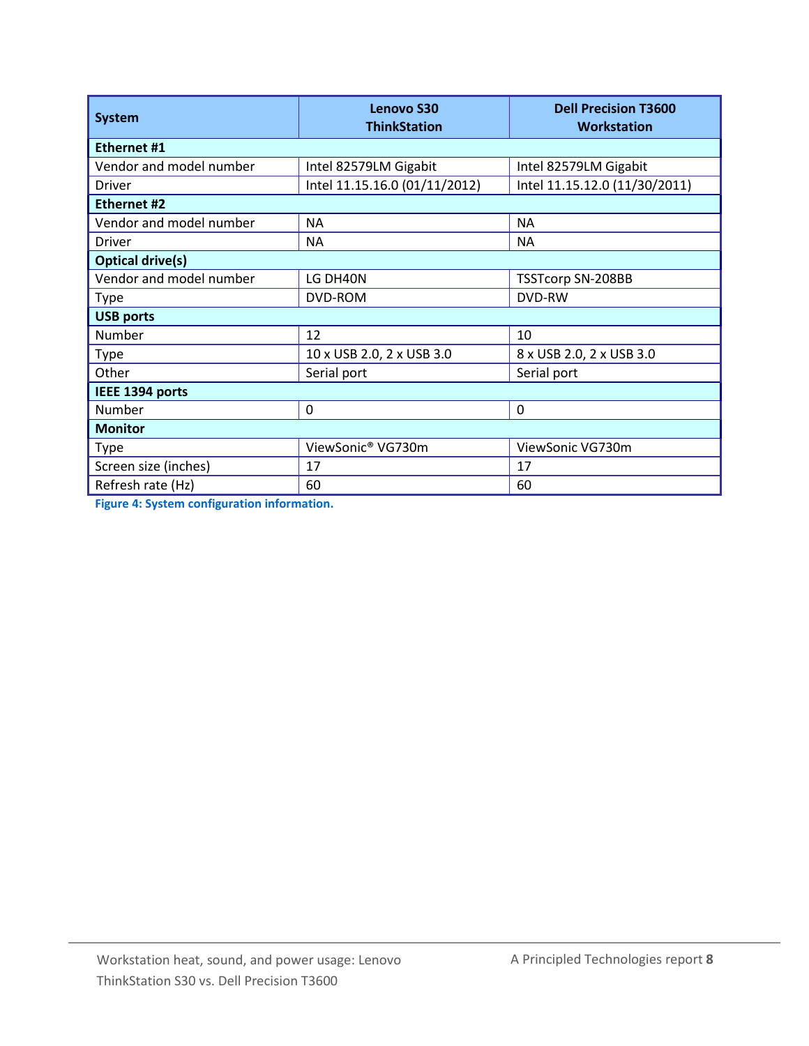| System | Lenovo S30 ThinkStation | Dell Precision T3600 Workstation |
| --- | --- | --- |
| **Ethernet #1** | | |
| Vendor and model number | Intel 82579LM Gigabit | Intel 82579LM Gigabit |
| Driver | Intel 11.15.16.0 (01/11/2012) | Intel 11.15.12.0 (11/30/2011) |
| **Ethernet #2** | | |
| Vendor and model number | NA | NA |
| Driver | NA | NA |
| **Optical drive(s)** | | |
| Vendor and model number | LG DH40N | TSSTcorp SN-208BB |
| Type | DVD-ROM | DVD-RW |
| **USB ports** | | |
| Number | 12 | 10 |
| Type | 10 x USB 2.0, 2 x USB 3.0 | 8 x USB 2.0, 2 x USB 3.0 |
| Other | Serial port | Serial port |
| **IEEE 1394 ports** | | |
| Number | 0 | 0 |
| **Monitor** | | |
| Type | ViewSonic® VG730m | ViewSonic VG730m |
| Screen size (inches) | 17 | 17 |
| Refresh rate (Hz) | 60 | 60 |

**Figure 4: System configuration information.**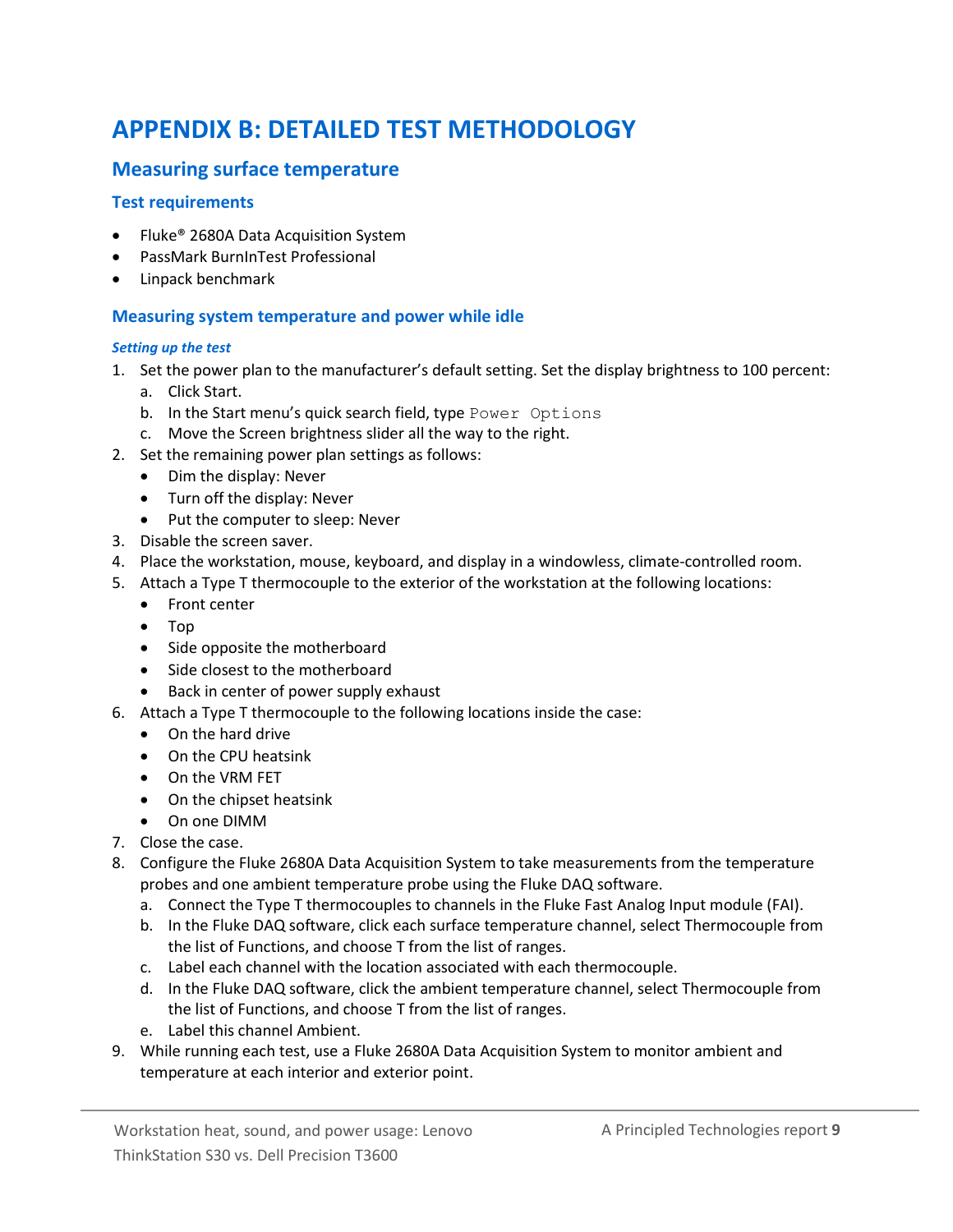# APPENDIX B: DETAILED TEST METHODOLOGY

## Measuring surface temperature

### Test requirements

- Fluke® 2680A Data Acquisition System
- PassMark BurnInTest Professional
- Linpack benchmark

### Measuring system temperature and power while idle

#### *Setting up the test*

1. Set the power plan to the manufacturer's default setting. Set the display brightness to 100 percent:
   a. Click Start.
   b. In the Start menu's quick search field, type `Power Options`
   c. Move the Screen brightness slider all the way to the right.
2. Set the remaining power plan settings as follows:
   - Dim the display: Never
   - Turn off the display: Never
   - Put the computer to sleep: Never
3. Disable the screen saver.
4. Place the workstation, mouse, keyboard, and display in a windowless, climate-controlled room.
5. Attach a Type T thermocouple to the exterior of the workstation at the following locations:
   - Front center
   - Top
   - Side opposite the motherboard
   - Side closest to the motherboard
   - Back in center of power supply exhaust
6. Attach a Type T thermocouple to the following locations inside the case:
   - On the hard drive
   - On the CPU heatsink
   - On the VRM FET
   - On the chipset heatsink
   - On one DIMM
7. Close the case.
8. Configure the Fluke 2680A Data Acquisition System to take measurements from the temperature probes and one ambient temperature probe using the Fluke DAQ software.
   a. Connect the Type T thermocouples to channels in the Fluke Fast Analog Input module (FAI).
   b. In the Fluke DAQ software, click each surface temperature channel, select Thermocouple from the list of Functions, and choose T from the list of ranges.
   c. Label each channel with the location associated with each thermocouple.
   d. In the Fluke DAQ software, click the ambient temperature channel, select Thermocouple from the list of Functions, and choose T from the list of ranges.
   e. Label this channel Ambient.
9. While running each test, use a Fluke 2680A Data Acquisition System to monitor ambient and temperature at each interior and exterior point.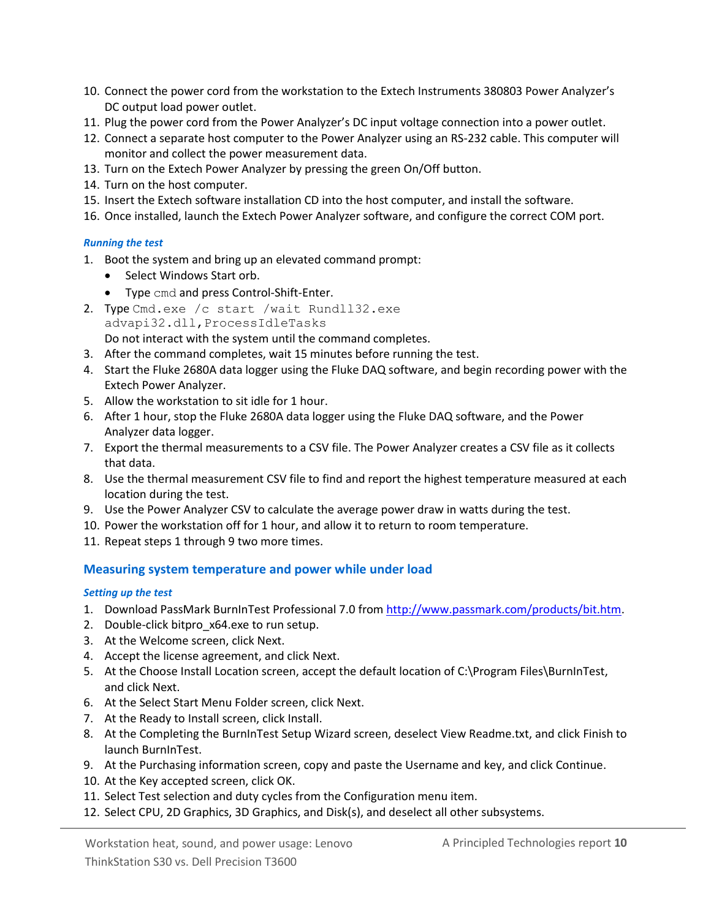10. Connect the power cord from the workstation to the Extech Instruments 380803 Power Analyzer's DC output load power outlet.
11. Plug the power cord from the Power Analyzer's DC input voltage connection into a power outlet.
12. Connect a separate host computer to the Power Analyzer using an RS-232 cable. This computer will monitor and collect the power measurement data.
13. Turn on the Extech Power Analyzer by pressing the green On/Off button.
14. Turn on the host computer.
15. Insert the Extech software installation CD into the host computer, and install the software.
16. Once installed, launch the Extech Power Analyzer software, and configure the correct COM port.

#### *Running the test*

1. Boot the system and bring up an elevated command prompt:
   - Select Windows Start orb.
   - Type `cmd` and press Control-Shift-Enter.
2. Type `Cmd.exe /c start /wait Rundll32.exe advapi32.dll,ProcessIdleTasks`
   Do not interact with the system until the command completes.
3. After the command completes, wait 15 minutes before running the test.
4. Start the Fluke 2680A data logger using the Fluke DAQ software, and begin recording power with the Extech Power Analyzer.
5. Allow the workstation to sit idle for 1 hour.
6. After 1 hour, stop the Fluke 2680A data logger using the Fluke DAQ software, and the Power Analyzer data logger.
7. Export the thermal measurements to a CSV file. The Power Analyzer creates a CSV file as it collects that data.
8. Use the thermal measurement CSV file to find and report the highest temperature measured at each location during the test.
9. Use the Power Analyzer CSV to calculate the average power draw in watts during the test.
10. Power the workstation off for 1 hour, and allow it to return to room temperature.
11. Repeat steps 1 through 9 two more times.

### Measuring system temperature and power while under load

#### *Setting up the test*

1. Download PassMark BurnInTest Professional 7.0 from http://www.passmark.com/products/bit.htm.
2. Double-click bitpro_x64.exe to run setup.
3. At the Welcome screen, click Next.
4. Accept the license agreement, and click Next.
5. At the Choose Install Location screen, accept the default location of C:\Program Files\BurnInTest, and click Next.
6. At the Select Start Menu Folder screen, click Next.
7. At the Ready to Install screen, click Install.
8. At the Completing the BurnInTest Setup Wizard screen, deselect View Readme.txt, and click Finish to launch BurnInTest.
9. At the Purchasing information screen, copy and paste the Username and key, and click Continue.
10. At the Key accepted screen, click OK.
11. Select Test selection and duty cycles from the Configuration menu item.
12. Select CPU, 2D Graphics, 3D Graphics, and Disk(s), and deselect all other subsystems.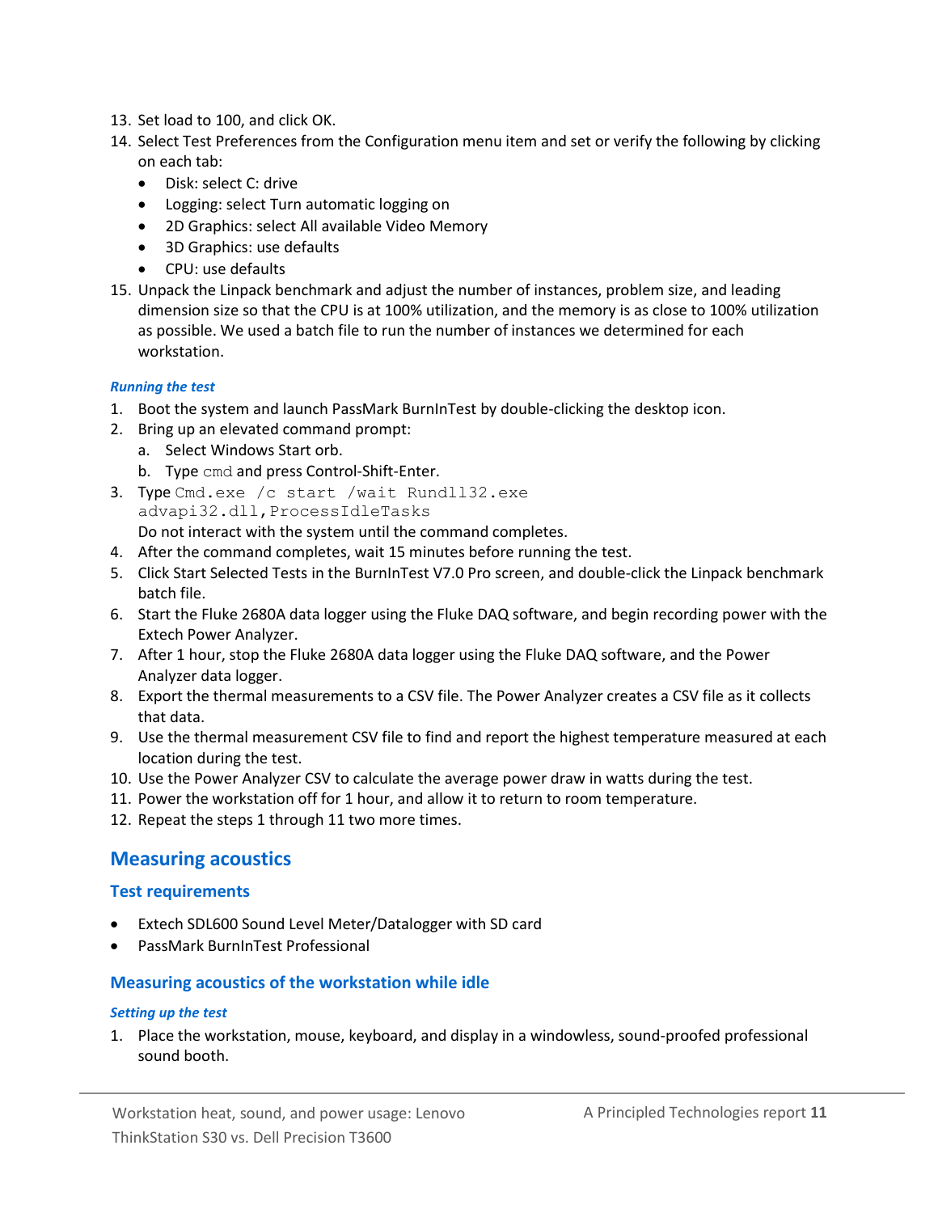13. Set load to 100, and click OK.
14. Select Test Preferences from the Configuration menu item and set or verify the following by clicking on each tab:
    - Disk: select C: drive
    - Logging: select Turn automatic logging on
    - 2D Graphics: select All available Video Memory
    - 3D Graphics: use defaults
    - CPU: use defaults
15. Unpack the Linpack benchmark and adjust the number of instances, problem size, and leading dimension size so that the CPU is at 100% utilization, and the memory is as close to 100% utilization as possible. We used a batch file to run the number of instances we determined for each workstation.

#### *Running the test*

1. Boot the system and launch PassMark BurnInTest by double-clicking the desktop icon.
2. Bring up an elevated command prompt:
    a. Select Windows Start orb.
    b. Type `cmd` and press Control-Shift-Enter.
3. Type `Cmd.exe /c start /wait Rundll32.exe advapi32.dll,ProcessIdleTasks`
   Do not interact with the system until the command completes.
4. After the command completes, wait 15 minutes before running the test.
5. Click Start Selected Tests in the BurnInTest V7.0 Pro screen, and double-click the Linpack benchmark batch file.
6. Start the Fluke 2680A data logger using the Fluke DAQ software, and begin recording power with the Extech Power Analyzer.
7. After 1 hour, stop the Fluke 2680A data logger using the Fluke DAQ software, and the Power Analyzer data logger.
8. Export the thermal measurements to a CSV file. The Power Analyzer creates a CSV file as it collects that data.
9. Use the thermal measurement CSV file to find and report the highest temperature measured at each location during the test.
10. Use the Power Analyzer CSV to calculate the average power draw in watts during the test.
11. Power the workstation off for 1 hour, and allow it to return to room temperature.
12. Repeat the steps 1 through 11 two more times.

## Measuring acoustics

### Test requirements

- Extech SDL600 Sound Level Meter/Datalogger with SD card
- PassMark BurnInTest Professional

### Measuring acoustics of the workstation while idle

#### *Setting up the test*

1. Place the workstation, mouse, keyboard, and display in a windowless, sound-proofed professional sound booth.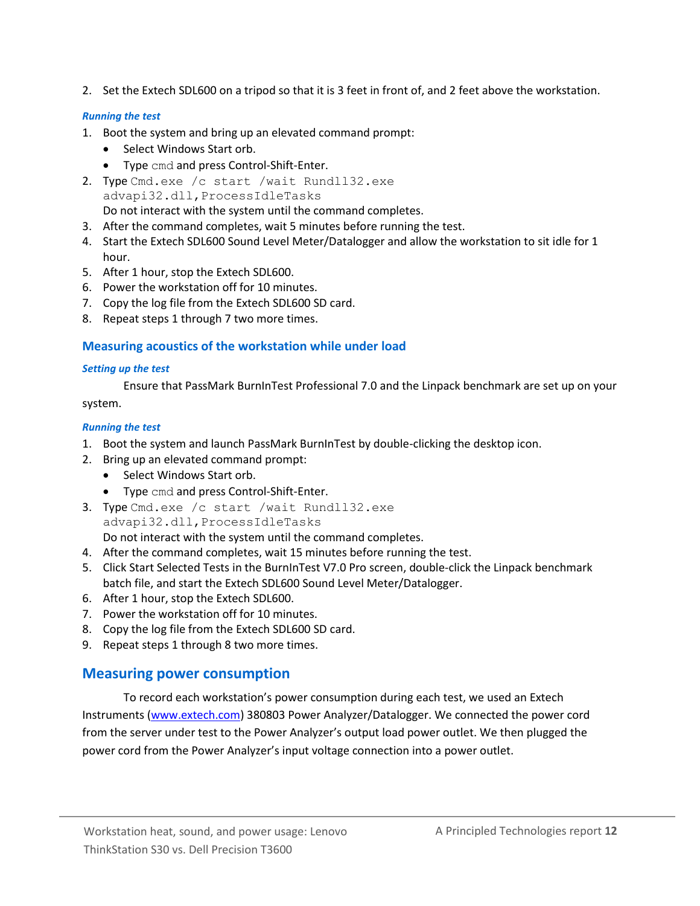2. Set the Extech SDL600 on a tripod so that it is 3 feet in front of, and 2 feet above the workstation.

#### *Running the test*

1. Boot the system and bring up an elevated command prompt:
   - Select Windows Start orb.
   - Type `cmd` and press Control-Shift-Enter.
2. Type `Cmd.exe /c start /wait Rundll32.exe advapi32.dll,ProcessIdleTasks`
   Do not interact with the system until the command completes.
3. After the command completes, wait 5 minutes before running the test.
4. Start the Extech SDL600 Sound Level Meter/Datalogger and allow the workstation to sit idle for 1 hour.
5. After 1 hour, stop the Extech SDL600.
6. Power the workstation off for 10 minutes.
7. Copy the log file from the Extech SDL600 SD card.
8. Repeat steps 1 through 7 two more times.

### Measuring acoustics of the workstation while under load

#### *Setting up the test*

Ensure that PassMark BurnInTest Professional 7.0 and the Linpack benchmark are set up on your system.

#### *Running the test*

1. Boot the system and launch PassMark BurnInTest by double-clicking the desktop icon.
2. Bring up an elevated command prompt:
   - Select Windows Start orb.
   - Type `cmd` and press Control-Shift-Enter.
3. Type `Cmd.exe /c start /wait Rundll32.exe advapi32.dll,ProcessIdleTasks`
   Do not interact with the system until the command completes.
4. After the command completes, wait 15 minutes before running the test.
5. Click Start Selected Tests in the BurnInTest V7.0 Pro screen, double-click the Linpack benchmark batch file, and start the Extech SDL600 Sound Level Meter/Datalogger.
6. After 1 hour, stop the Extech SDL600.
7. Power the workstation off for 10 minutes.
8. Copy the log file from the Extech SDL600 SD card.
9. Repeat steps 1 through 8 two more times.

## Measuring power consumption

To record each workstation's power consumption during each test, we used an Extech Instruments (www.extech.com) 380803 Power Analyzer/Datalogger. We connected the power cord from the server under test to the Power Analyzer's output load power outlet. We then plugged the power cord from the Power Analyzer's input voltage connection into a power outlet.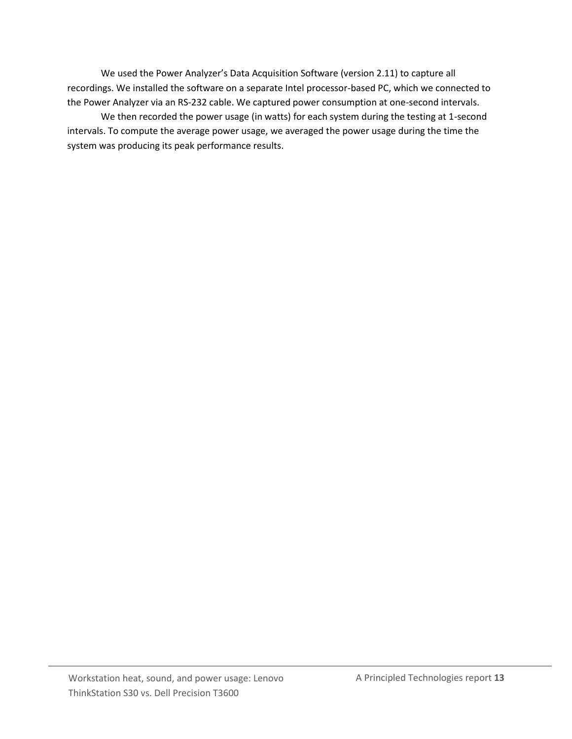We used the Power Analyzer's Data Acquisition Software (version 2.11) to capture all recordings. We installed the software on a separate Intel processor-based PC, which we connected to the Power Analyzer via an RS-232 cable. We captured power consumption at one-second intervals.

We then recorded the power usage (in watts) for each system during the testing at 1-second intervals. To compute the average power usage, we averaged the power usage during the time the system was producing its peak performance results.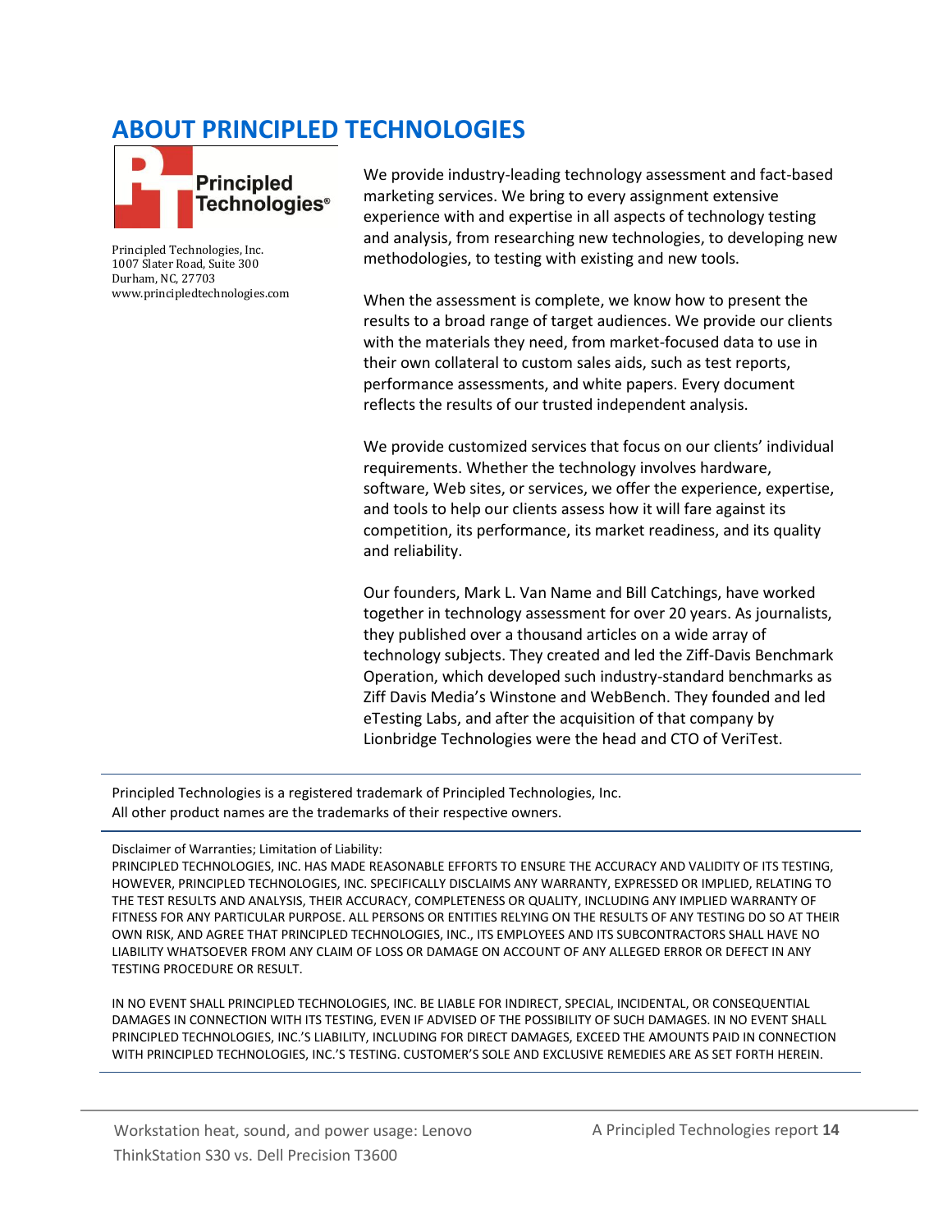# ABOUT PRINCIPLED TECHNOLOGIES

Principled Technologies, Inc.
1007 Slater Road, Suite 300
Durham, NC, 27703
www.principledtechnologies.com

We provide industry-leading technology assessment and fact-based marketing services. We bring to every assignment extensive experience with and expertise in all aspects of technology testing and analysis, from researching new technologies, to developing new methodologies, to testing with existing and new tools.

When the assessment is complete, we know how to present the results to a broad range of target audiences. We provide our clients with the materials they need, from market-focused data to use in their own collateral to custom sales aids, such as test reports, performance assessments, and white papers. Every document reflects the results of our trusted independent analysis.

We provide customized services that focus on our clients' individual requirements. Whether the technology involves hardware, software, Web sites, or services, we offer the experience, expertise, and tools to help our clients assess how it will fare against its competition, its performance, its market readiness, and its quality and reliability.

Our founders, Mark L. Van Name and Bill Catchings, have worked together in technology assessment for over 20 years. As journalists, they published over a thousand articles on a wide array of technology subjects. They created and led the Ziff-Davis Benchmark Operation, which developed such industry-standard benchmarks as Ziff Davis Media's Winstone and WebBench. They founded and led eTesting Labs, and after the acquisition of that company by Lionbridge Technologies were the head and CTO of VeriTest.

Principled Technologies is a registered trademark of Principled Technologies, Inc.
All other product names are the trademarks of their respective owners.

Disclaimer of Warranties; Limitation of Liability:
PRINCIPLED TECHNOLOGIES, INC. HAS MADE REASONABLE EFFORTS TO ENSURE THE ACCURACY AND VALIDITY OF ITS TESTING, HOWEVER, PRINCIPLED TECHNOLOGIES, INC. SPECIFICALLY DISCLAIMS ANY WARRANTY, EXPRESSED OR IMPLIED, RELATING TO THE TEST RESULTS AND ANALYSIS, THEIR ACCURACY, COMPLETENESS OR QUALITY, INCLUDING ANY IMPLIED WARRANTY OF FITNESS FOR ANY PARTICULAR PURPOSE. ALL PERSONS OR ENTITIES RELYING ON THE RESULTS OF ANY TESTING DO SO AT THEIR OWN RISK, AND AGREE THAT PRINCIPLED TECHNOLOGIES, INC., ITS EMPLOYEES AND ITS SUBCONTRACTORS SHALL HAVE NO LIABILITY WHATSOEVER FROM ANY CLAIM OF LOSS OR DAMAGE ON ACCOUNT OF ANY ALLEGED ERROR OR DEFECT IN ANY TESTING PROCEDURE OR RESULT.

IN NO EVENT SHALL PRINCIPLED TECHNOLOGIES, INC. BE LIABLE FOR INDIRECT, SPECIAL, INCIDENTAL, OR CONSEQUENTIAL DAMAGES IN CONNECTION WITH ITS TESTING, EVEN IF ADVISED OF THE POSSIBILITY OF SUCH DAMAGES. IN NO EVENT SHALL PRINCIPLED TECHNOLOGIES, INC.'S LIABILITY, INCLUDING FOR DIRECT DAMAGES, EXCEED THE AMOUNTS PAID IN CONNECTION WITH PRINCIPLED TECHNOLOGIES, INC.'S TESTING. CUSTOMER'S SOLE AND EXCLUSIVE REMEDIES ARE AS SET FORTH HEREIN.